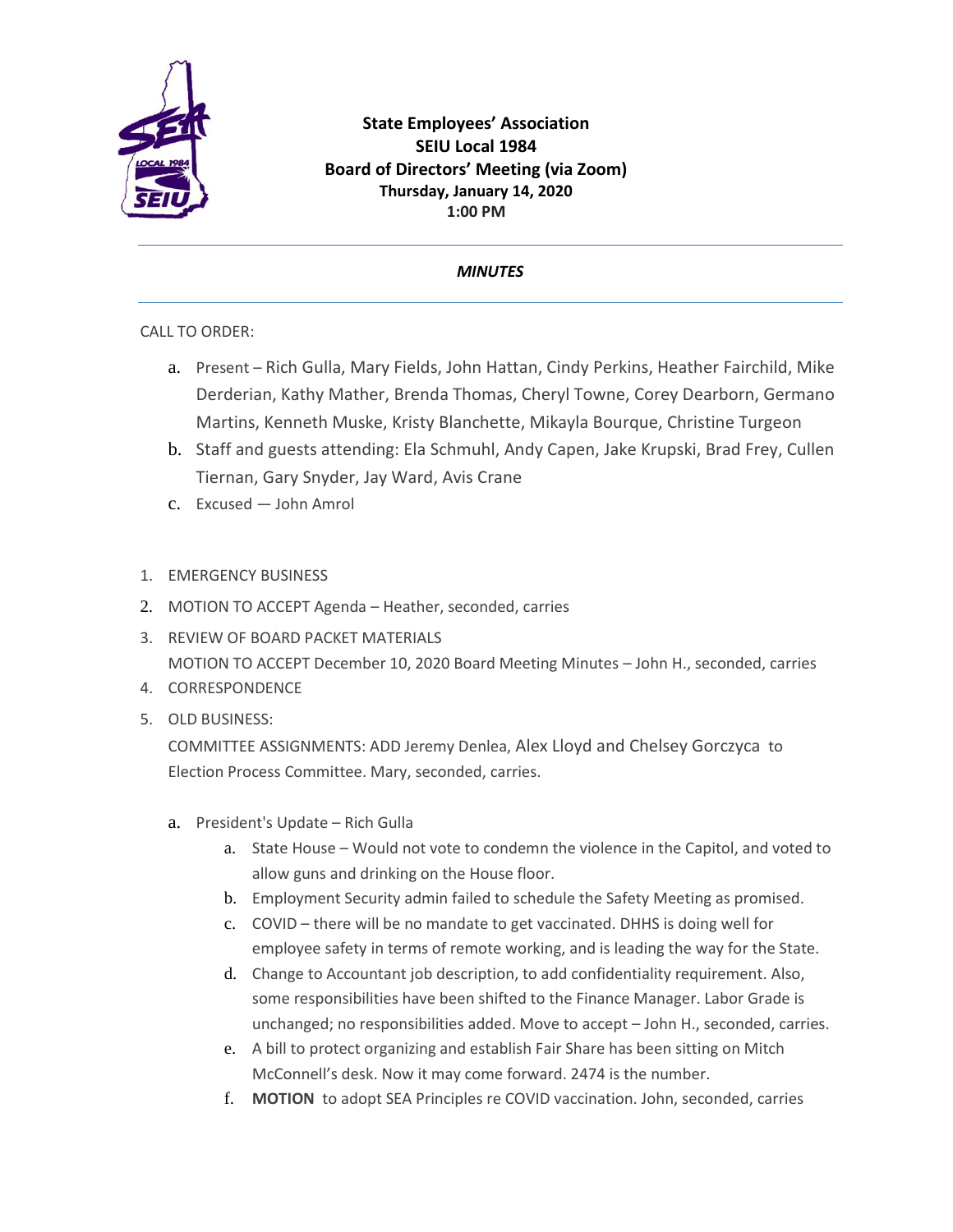**State Employees' Association**
**SEIU Local 1984**
**Board of Directors' Meeting (via Zoom)**
**Thursday, January 14, 2020**
**1:00 PM**

---

***MINUTES***

---

CALL TO ORDER:

a. Present – Rich Gulla, Mary Fields, John Hattan, Cindy Perkins, Heather Fairchild, Mike Derderian, Kathy Mather, Brenda Thomas, Cheryl Towne, Corey Dearborn, Germano Martins, Kenneth Muske, Kristy Blanchette, Mikayla Bourque, Christine Turgeon
b. Staff and guests attending: Ela Schmuhl, Andy Capen, Jake Krupski, Brad Frey, Cullen Tiernan, Gary Snyder, Jay Ward, Avis Crane
c. Excused — John Amrol

1. EMERGENCY BUSINESS
2. MOTION TO ACCEPT Agenda – Heather, seconded, carries
3. REVIEW OF BOARD PACKET MATERIALS
   MOTION TO ACCEPT December 10, 2020 Board Meeting Minutes – John H., seconded, carries
4. CORRESPONDENCE
5. OLD BUSINESS:
   COMMITTEE ASSIGNMENTS: ADD Jeremy Denlea, Alex Lloyd and Chelsey Gorczyca to Election Process Committee. Mary, seconded, carries.

   a. President's Update – Rich Gulla
      a. State House – Would not vote to condemn the violence in the Capitol, and voted to allow guns and drinking on the House floor.
      b. Employment Security admin failed to schedule the Safety Meeting as promised.
      c. COVID – there will be no mandate to get vaccinated. DHHS is doing well for employee safety in terms of remote working, and is leading the way for the State.
      d. Change to Accountant job description, to add confidentiality requirement. Also, some responsibilities have been shifted to the Finance Manager. Labor Grade is unchanged; no responsibilities added. Move to accept – John H., seconded, carries.
      e. A bill to protect organizing and establish Fair Share has been sitting on Mitch McConnell's desk. Now it may come forward. 2474 is the number.
      f. **MOTION** to adopt SEA Principles re COVID vaccination. John, seconded, carries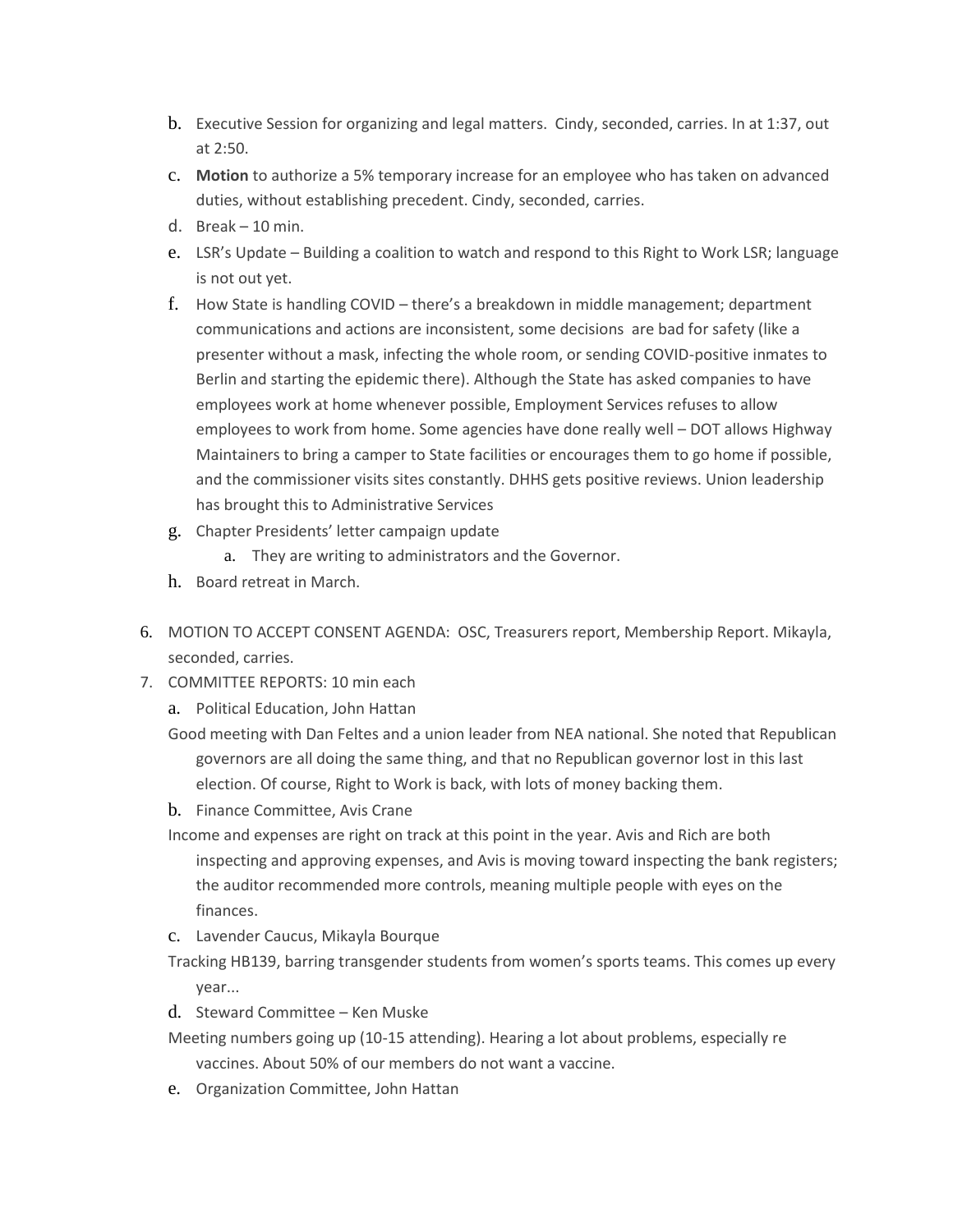b. Executive Session for organizing and legal matters. Cindy, seconded, carries. In at 1:37, out at 2:50.

c. **Motion** to authorize a 5% temporary increase for an employee who has taken on advanced duties, without establishing precedent. Cindy, seconded, carries.

d. Break – 10 min.

e. LSR's Update – Building a coalition to watch and respond to this Right to Work LSR; language is not out yet.

f. How State is handling COVID – there's a breakdown in middle management; department communications and actions are inconsistent, some decisions are bad for safety (like a presenter without a mask, infecting the whole room, or sending COVID-positive inmates to Berlin and starting the epidemic there). Although the State has asked companies to have employees work at home whenever possible, Employment Services refuses to allow employees to work from home. Some agencies have done really well – DOT allows Highway Maintainers to bring a camper to State facilities or encourages them to go home if possible, and the commissioner visits sites constantly. DHHS gets positive reviews. Union leadership has brought this to Administrative Services

g. Chapter Presidents' letter campaign update
   a. They are writing to administrators and the Governor.

h. Board retreat in March.

6. MOTION TO ACCEPT CONSENT AGENDA: OSC, Treasurers report, Membership Report. Mikayla, seconded, carries.

7. COMMITTEE REPORTS: 10 min each

   a. Political Education, John Hattan

   Good meeting with Dan Feltes and a union leader from NEA national. She noted that Republican governors are all doing the same thing, and that no Republican governor lost in this last election. Of course, Right to Work is back, with lots of money backing them.

   b. Finance Committee, Avis Crane

   Income and expenses are right on track at this point in the year. Avis and Rich are both inspecting and approving expenses, and Avis is moving toward inspecting the bank registers; the auditor recommended more controls, meaning multiple people with eyes on the finances.

   c. Lavender Caucus, Mikayla Bourque

   Tracking HB139, barring transgender students from women's sports teams. This comes up every year...

   d. Steward Committee – Ken Muske

   Meeting numbers going up (10-15 attending). Hearing a lot about problems, especially re vaccines. About 50% of our members do not want a vaccine.

   e. Organization Committee, John Hattan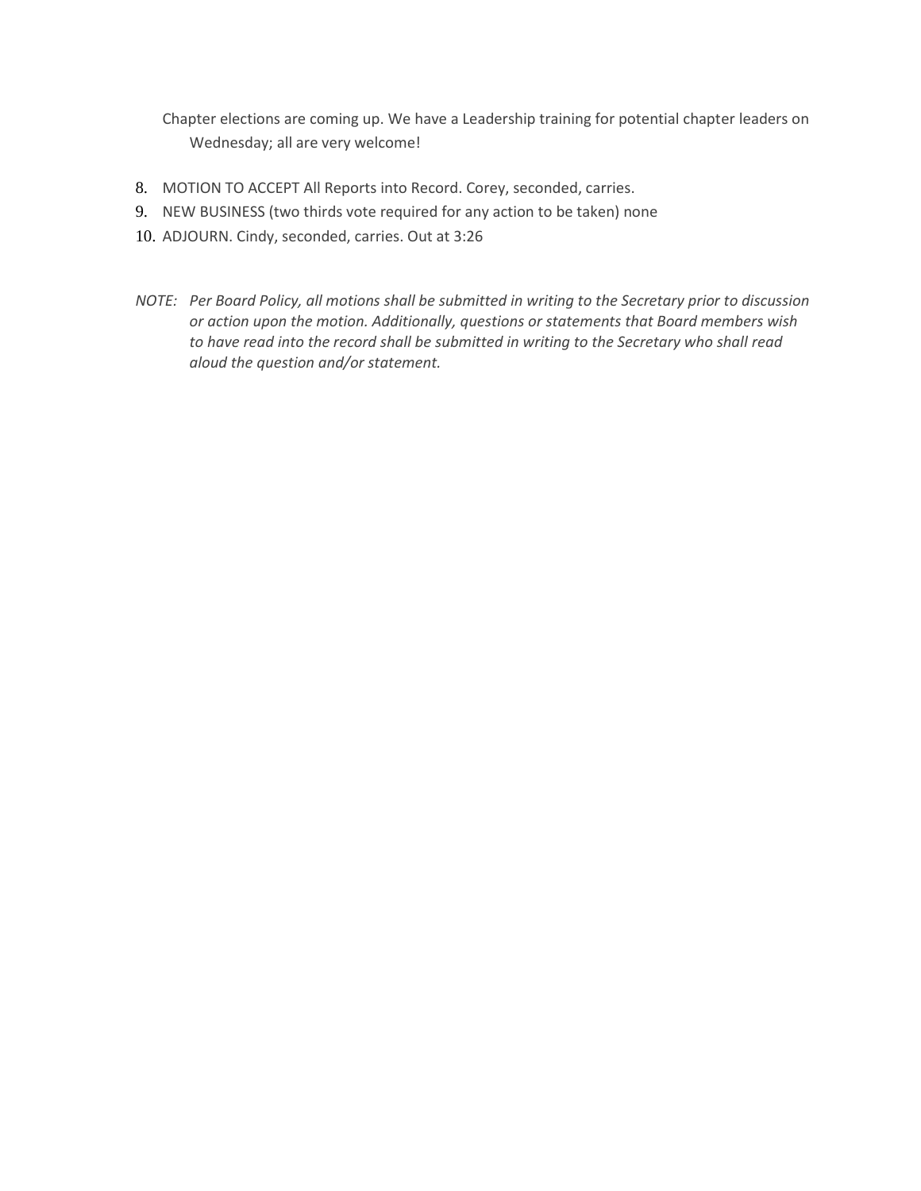Chapter elections are coming up. We have a Leadership training for potential chapter leaders on Wednesday; all are very welcome!

8. MOTION TO ACCEPT All Reports into Record. Corey, seconded, carries.
9. NEW BUSINESS (two thirds vote required for any action to be taken) none
10. ADJOURN. Cindy, seconded, carries. Out at 3:26

*NOTE: Per Board Policy, all motions shall be submitted in writing to the Secretary prior to discussion or action upon the motion. Additionally, questions or statements that Board members wish to have read into the record shall be submitted in writing to the Secretary who shall read aloud the question and/or statement.*